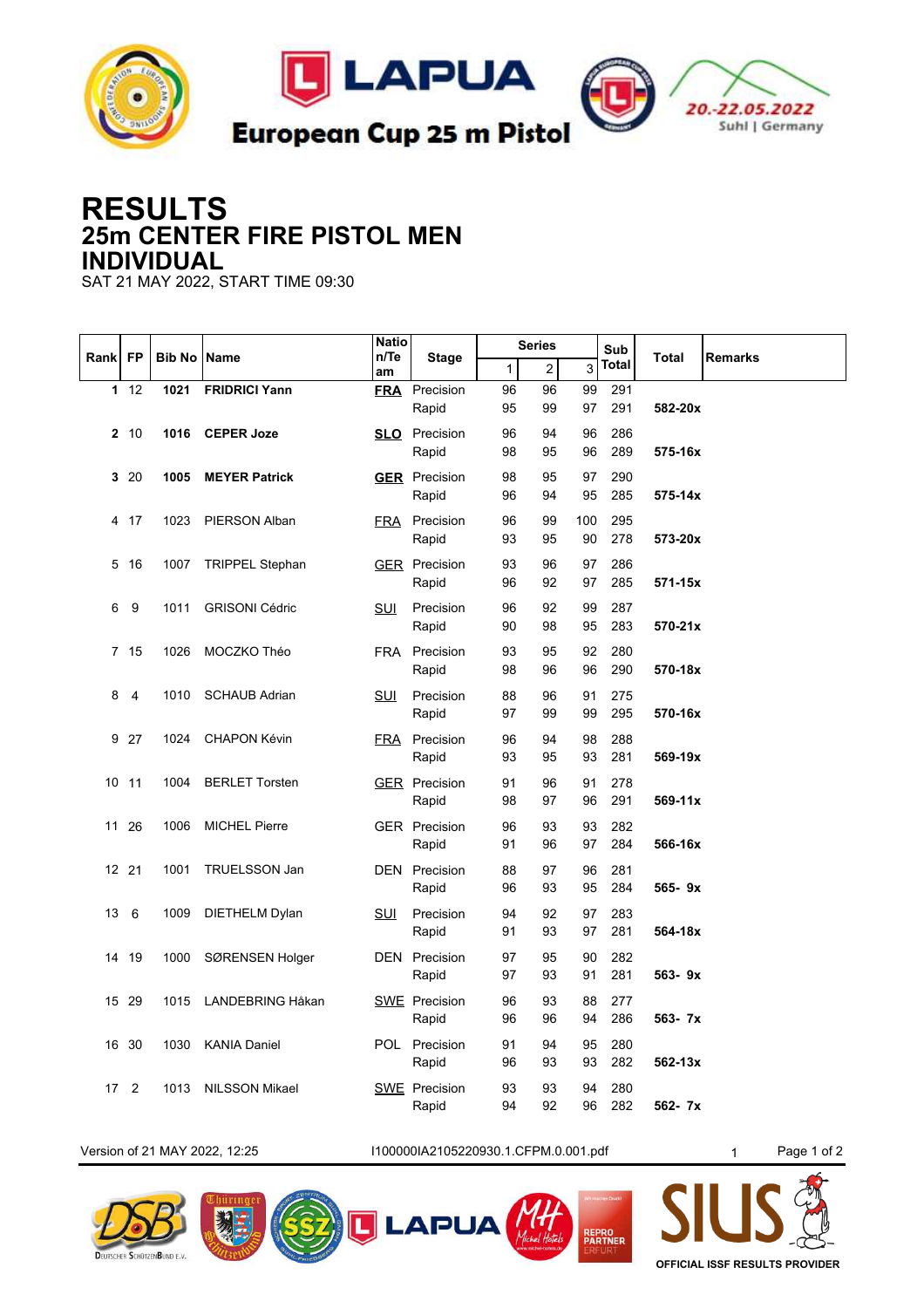European Cup 25 m Pistol

20.-22.05.2022
Suhl | Germany

# RESULTS
## 25m CENTER FIRE PISTOL MEN
## INDIVIDUAL

SAT 21 MAY 2022, START TIME 09:30

| Rank | FP | Bib No | Name | Nation/Team | Stage | Series 1 | Series 2 | Series 3 | Sub Total | Total | Remarks |
|---|---|---|---|---|---|---|---|---|---|---|---|
| **1** | 12 | **1021** | **FRIDRICI Yann** | **FRA** | Precision | 96 | 96 | 99 | 291 | | |
| | | | | | Rapid | 95 | 99 | 97 | 291 | **582-20x** | |
| **2** | 10 | **1016** | **CEPER Joze** | **SLO** | Precision | 96 | 94 | 96 | 286 | | |
| | | | | | Rapid | 98 | 95 | 96 | 289 | **575-16x** | |
| **3** | 20 | **1005** | **MEYER Patrick** | **GER** | Precision | 98 | 95 | 97 | 290 | | |
| | | | | | Rapid | 96 | 94 | 95 | 285 | **575-14x** | |
| 4 | 17 | 1023 | PIERSON Alban | FRA | Precision | 96 | 99 | 100 | 295 | | |
| | | | | | Rapid | 93 | 95 | 90 | 278 | **573-20x** | |
| 5 | 16 | 1007 | TRIPPEL Stephan | GER | Precision | 93 | 96 | 97 | 286 | | |
| | | | | | Rapid | 96 | 92 | 97 | 285 | **571-15x** | |
| 6 | 9 | 1011 | GRISONI Cédric | SUI | Precision | 96 | 92 | 99 | 287 | | |
| | | | | | Rapid | 90 | 98 | 95 | 283 | **570-21x** | |
| 7 | 15 | 1026 | MOCZKO Théo | FRA | Precision | 93 | 95 | 92 | 280 | | |
| | | | | | Rapid | 98 | 96 | 96 | 290 | **570-18x** | |
| 8 | 4 | 1010 | SCHAUB Adrian | SUI | Precision | 88 | 96 | 91 | 275 | | |
| | | | | | Rapid | 97 | 99 | 99 | 295 | **570-16x** | |
| 9 | 27 | 1024 | CHAPON Kévin | FRA | Precision | 96 | 94 | 98 | 288 | | |
| | | | | | Rapid | 93 | 95 | 93 | 281 | **569-19x** | |
| 10 | 11 | 1004 | BERLET Torsten | GER | Precision | 91 | 96 | 91 | 278 | | |
| | | | | | Rapid | 98 | 97 | 96 | 291 | **569-11x** | |
| 11 | 26 | 1006 | MICHEL Pierre | GER | Precision | 96 | 93 | 93 | 282 | | |
| | | | | | Rapid | 91 | 96 | 97 | 284 | **566-16x** | |
| 12 | 21 | 1001 | TRUELSSON Jan | DEN | Precision | 88 | 97 | 96 | 281 | | |
| | | | | | Rapid | 96 | 93 | 95 | 284 | **565- 9x** | |
| 13 | 6 | 1009 | DIETHELM Dylan | SUI | Precision | 94 | 92 | 97 | 283 | | |
| | | | | | Rapid | 91 | 93 | 97 | 281 | **564-18x** | |
| 14 | 19 | 1000 | SØRENSEN Holger | DEN | Precision | 97 | 95 | 90 | 282 | | |
| | | | | | Rapid | 97 | 93 | 91 | 281 | **563- 9x** | |
| 15 | 29 | 1015 | LANDEBRING Håkan | SWE | Precision | 96 | 93 | 88 | 277 | | |
| | | | | | Rapid | 96 | 96 | 94 | 286 | **563- 7x** | |
| 16 | 30 | 1030 | KANIA Daniel | POL | Precision | 91 | 94 | 95 | 280 | | |
| | | | | | Rapid | 96 | 93 | 93 | 282 | **562-13x** | |
| 17 | 2 | 1013 | NILSSON Mikael | SWE | Precision | 93 | 93 | 94 | 280 | | |
| | | | | | Rapid | 94 | 92 | 96 | 282 | **562- 7x** | |

Version of 21 MAY 2022, 12:25 I100000IA2105220930.1.CFPM.0.001.pdf

OFFICIAL ISSF RESULTS PROVIDER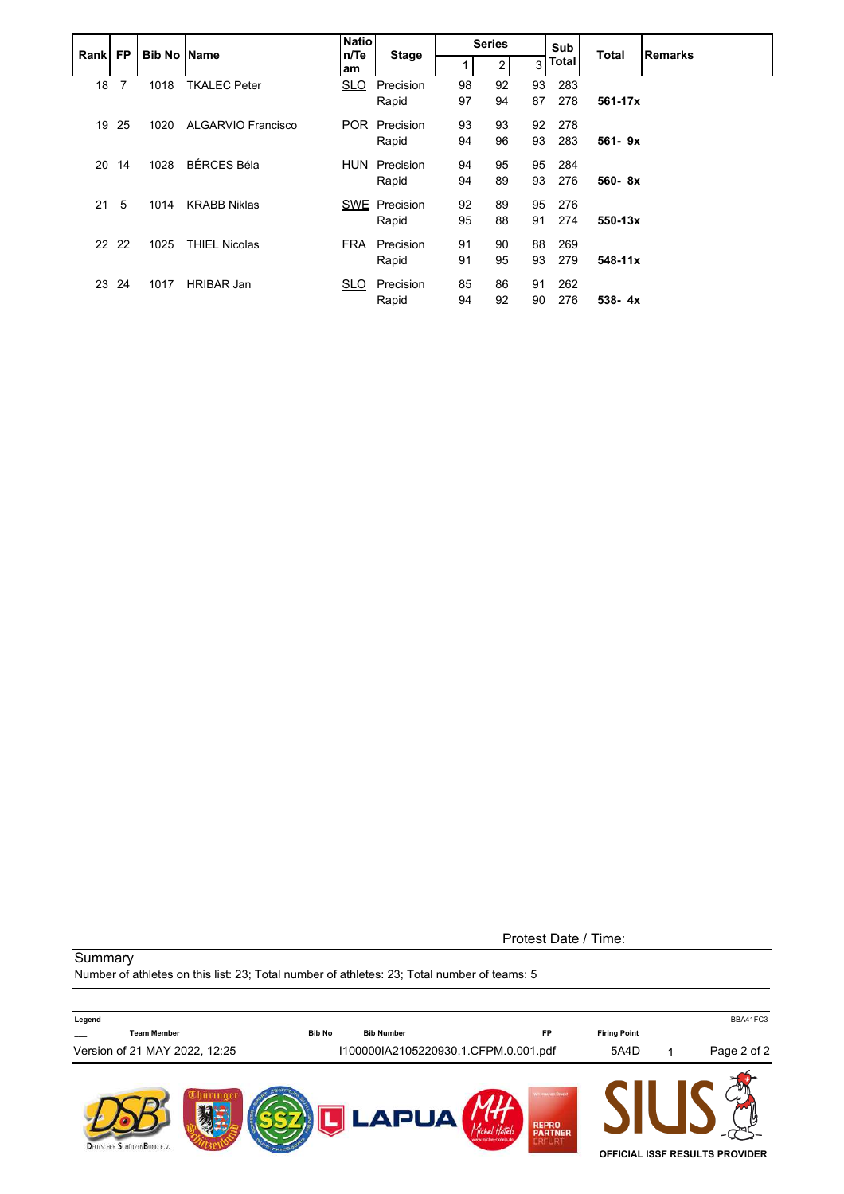| Rank | FP | Bib No | Name | Nation/Team | Stage | Series 1 | Series 2 | Series 3 | Sub Total | Total | Remarks |
|---|---|---|---|---|---|---|---|---|---|---|---|
| 18 | 7 | 1018 | TKALEC Peter | SLO | Precision | 98 | 92 | 93 | 283 | | |
| | | | | | Rapid | 97 | 94 | 87 | 278 | **561-17x** | |
| 19 | 25 | 1020 | ALGARVIO Francisco | POR | Precision | 93 | 93 | 92 | 278 | | |
| | | | | | Rapid | 94 | 96 | 93 | 283 | **561- 9x** | |
| 20 | 14 | 1028 | BÉRCES Béla | HUN | Precision | 94 | 95 | 95 | 284 | | |
| | | | | | Rapid | 94 | 89 | 93 | 276 | **560- 8x** | |
| 21 | 5 | 1014 | KRABB Niklas | SWE | Precision | 92 | 89 | 95 | 276 | | |
| | | | | | Rapid | 95 | 88 | 91 | 274 | **550-13x** | |
| 22 | 22 | 1025 | THIEL Nicolas | FRA | Precision | 91 | 90 | 88 | 269 | | |
| | | | | | Rapid | 91 | 95 | 93 | 279 | **548-11x** | |
| 23 | 24 | 1017 | HRIBAR Jan | SLO | Precision | 85 | 86 | 91 | 262 | | |
| | | | | | Rapid | 94 | 92 | 90 | 276 | **538- 4x** | |

Protest Date / Time:

Summary

Number of athletes on this list: 23; Total number of athletes: 23; Total number of teams: 5

**Legend**

| | | | | |
|---|---|---|---|---|
| ___ Team Member | Bib No | Bib Number | FP | Firing Point |

BBA41FC3

Version of 21 MAY 2022, 12:25 — I100000IA2105220930.1.CFPM.0.001.pdf — 5A4D — 1

OFFICIAL ISSF RESULTS PROVIDER